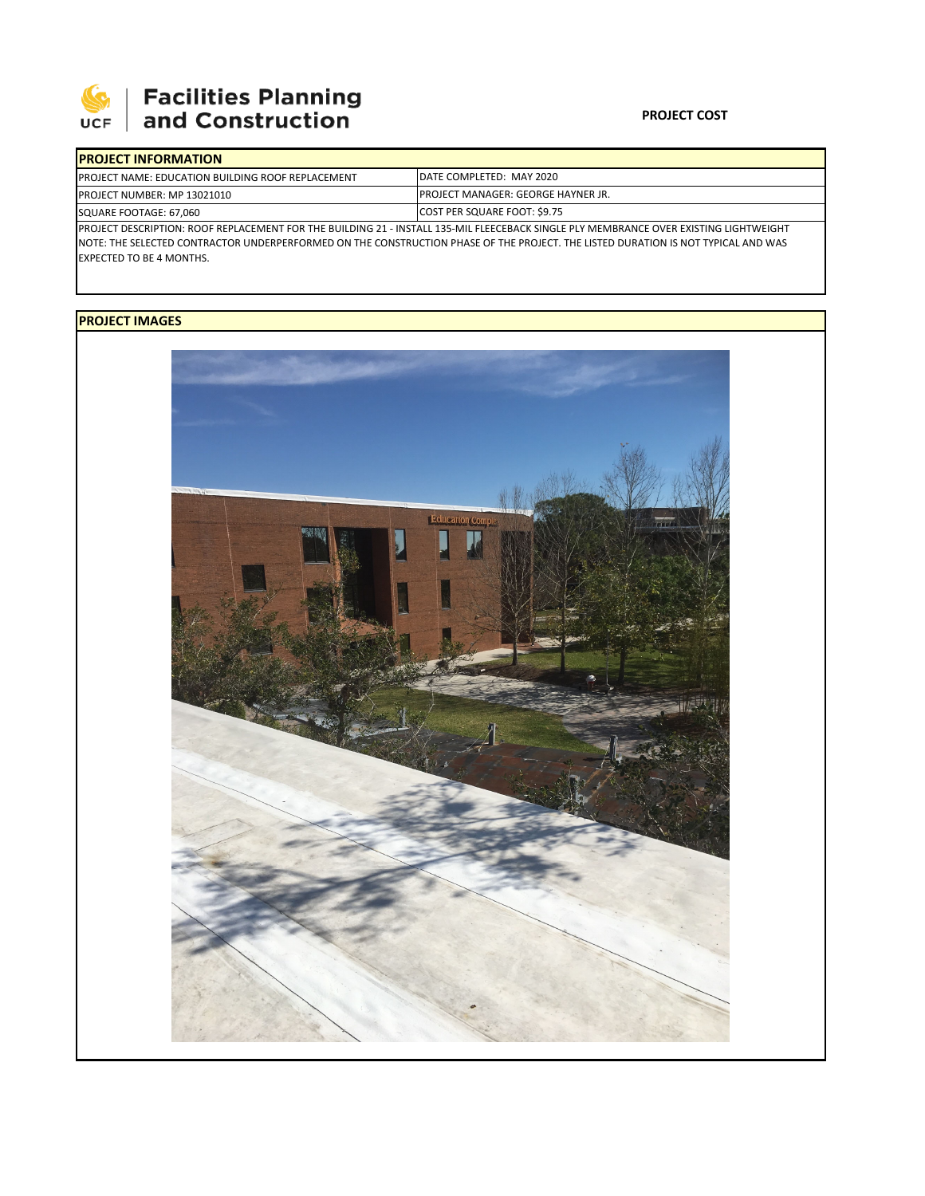# Facilities Planning and Construction

**PROJECT COST**

| **PROJECT INFORMATION** | |
|---|---|
| PROJECT NAME: EDUCATION BUILDING ROOF REPLACEMENT | DATE COMPLETED: MAY 2020 |
| PROJECT NUMBER: MP 13021010 | PROJECT MANAGER: GEORGE HAYNER JR. |
| SQUARE FOOTAGE: 67,060 | COST PER SQUARE FOOT: $9.75 |

PROJECT DESCRIPTION: ROOF REPLACEMENT FOR THE BUILDING 21 - INSTALL 135-MIL FLEECEBACK SINGLE PLY MEMBRANCE OVER EXISTING LIGHTWEIGHT
NOTE: THE SELECTED CONTRACTOR UNDERPERFORMED ON THE CONSTRUCTION PHASE OF THE PROJECT. THE LISTED DURATION IS NOT TYPICAL AND WAS EXPECTED TO BE 4 MONTHS.

**PROJECT IMAGES**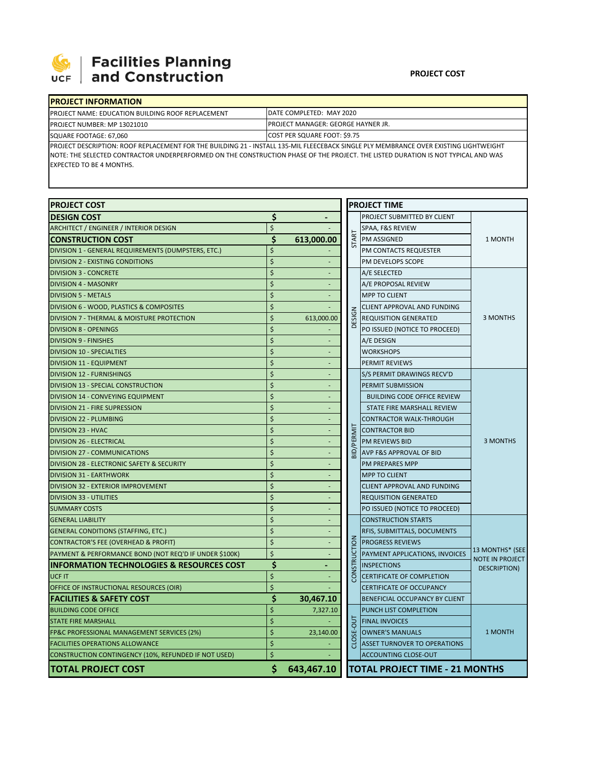**Facilities Planning and Construction**

**PROJECT COST**

| PROJECT INFORMATION | |
|---|---|
| PROJECT NAME: EDUCATION BUILDING ROOF REPLACEMENT | DATE COMPLETED: MAY 2020 |
| PROJECT NUMBER: MP 13021010 | PROJECT MANAGER: GEORGE HAYNER JR. |
| SQUARE FOOTAGE: 67,060 | COST PER SQUARE FOOT: $9.75 |

PROJECT DESCRIPTION: ROOF REPLACEMENT FOR THE BUILDING 21 - INSTALL 135-MIL FLEECEBACK SINGLE PLY MEMBRANCE OVER EXISTING LIGHTWEIGHT
NOTE: THE SELECTED CONTRACTOR UNDERPERFORMED ON THE CONSTRUCTION PHASE OF THE PROJECT. THE LISTED DURATION IS NOT TYPICAL AND WAS EXPECTED TO BE 4 MONTHS.

| PROJECT COST | |
|---|---|
| **DESIGN COST** | **$ -** |
| ARCHITECT / ENGINEER / INTERIOR DESIGN | $ - |
| **CONSTRUCTION COST** | **$ 613,000.00** |
| DIVISION 1 - GENERAL REQUIREMENTS (DUMPSTERS, ETC.) | $ - |
| DIVISION 2 - EXISTING CONDITIONS | $ - |
| DIVISION 3 - CONCRETE | $ - |
| DIVISION 4 - MASONRY | $ - |
| DIVISION 5 - METALS | $ - |
| DIVISION 6 - WOOD, PLASTICS & COMPOSITES | $ - |
| DIVISION 7 - THERMAL & MOISTURE PROTECTION | $ 613,000.00 |
| DIVISION 8 - OPENINGS | $ - |
| DIVISION 9 - FINISHES | $ - |
| DIVISION 10 - SPECIALTIES | $ - |
| DIVISION 11 - EQUIPMENT | $ - |
| DIVISION 12 - FURNISHINGS | $ - |
| DIVISION 13 - SPECIAL CONSTRUCTION | $ - |
| DIVISION 14 - CONVEYING EQUIPMENT | $ - |
| DIVISION 21 - FIRE SUPRESSION | $ - |
| DIVISION 22 - PLUMBING | $ - |
| DIVISION 23 - HVAC | $ - |
| DIVISION 26 - ELECTRICAL | $ - |
| DIVISION 27 - COMMUNICATIONS | $ - |
| DIVISION 28 - ELECTRONIC SAFETY & SECURITY | $ - |
| DIVISION 31 - EARTHWORK | $ - |
| DIVISION 32 - EXTERIOR IMPROVEMENT | $ - |
| DIVISION 33 - UTILITIES | $ - |
| SUMMARY COSTS | $ - |
| GENERAL LIABILITY | $ - |
| GENERAL CONDITIONS (STAFFING, ETC.) | $ - |
| CONTRACTOR'S FEE (OVERHEAD & PROFIT) | $ - |
| PAYMENT & PERFORMANCE BOND (NOT REQ'D IF UNDER $100K) | $ - |
| **INFORMATION TECHNOLOGIES & RESOURCES COST** | **$ -** |
| UCF IT | $ - |
| OFFICE OF INSTRUCTIONAL RESOURCES (OIR) | $ - |
| **FACILITIES & SAFETY COST** | **$ 30,467.10** |
| BUILDING CODE OFFICE | $ 7,327.10 |
| STATE FIRE MARSHALL | $ - |
| FP&C PROFESSIONAL MANAGEMENT SERVICES (2%) | $ 23,140.00 |
| FACILITIES OPERATIONS ALLOWANCE | $ - |
| CONSTRUCTION CONTINGENCY (10%, REFUNDED IF NOT USED) | $ - |
| **TOTAL PROJECT COST** | **$ 643,467.10** |

| PROJECT TIME | | |
|---|---|---|
| START | PROJECT SUBMITTED BY CLIENT | 1 MONTH |
| | SPAA, F&S REVIEW | |
| | PM ASSIGNED | |
| | PM CONTACTS REQUESTER | |
| | PM DEVELOPS SCOPE | |
| DESIGN | A/E SELECTED | 3 MONTHS |
| | A/E PROPOSAL REVIEW | |
| | MPP TO CLIENT | |
| | CLIENT APPROVAL AND FUNDING | |
| | REQUISITION GENERATED | |
| | PO ISSUED (NOTICE TO PROCEED) | |
| | A/E DESIGN | |
| | WORKSHOPS | |
| | PERMIT REVIEWS | |
| BID/PERMIT | S/S PERMIT DRAWINGS RECV'D | 3 MONTHS |
| | PERMIT SUBMISSION | |
| | BUILDING CODE OFFICE REVIEW | |
| | STATE FIRE MARSHALL REVIEW | |
| | CONTRACTOR WALK-THROUGH | |
| | CONTRACTOR BID | |
| | PM REVIEWS BID | |
| | AVP F&S APPROVAL OF BID | |
| | PM PREPARES MPP | |
| | MPP TO CLIENT | |
| | CLIENT APPROVAL AND FUNDING | |
| | REQUISITION GENERATED | |
| | PO ISSUED (NOTICE TO PROCEED) | |
| CONSTRUCTION | CONSTRUCTION STARTS | 13 MONTHS* (SEE NOTE IN PROJECT DESCRIPTION) |
| | RFIS, SUBMITTALS, DOCUMENTS | |
| | PROGRESS REVIEWS | |
| | PAYMENT APPLICATIONS, INVOICES | |
| | INSPECTIONS | |
| | CERTIFICATE OF COMPLETION | |
| | CERTIFICATE OF OCCUPANCY | |
| | BENEFICIAL OCCUPANCY BY CLIENT | |
| CLOSE-OUT | PUNCH LIST COMPLETION | 1 MONTH |
| | FINAL INVOICES | |
| | OWNER'S MANUALS | |
| | ASSET TURNOVER TO OPERATIONS | |
| | ACCOUNTING CLOSE-OUT | |
| **TOTAL PROJECT TIME - 21 MONTHS** | | |